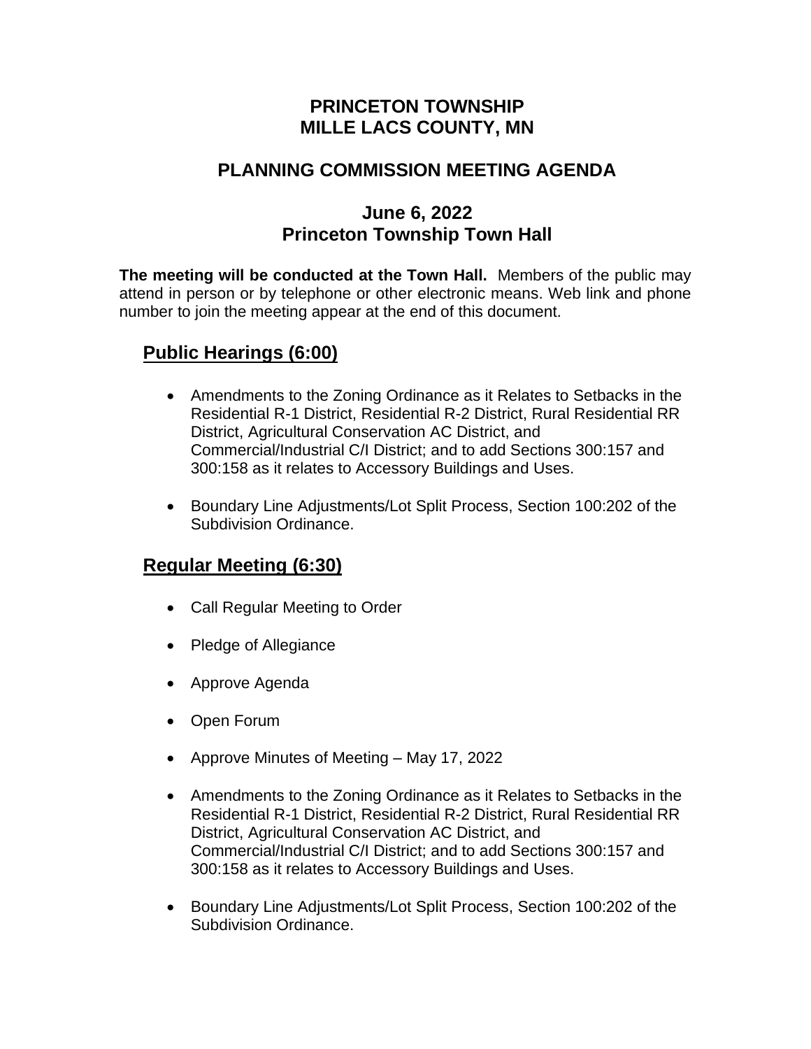# PRINCETON TOWNSHIP
# MILLE LACS COUNTY, MN

## PLANNING COMMISSION MEETING AGENDA

### June 6, 2022
### Princeton Township Town Hall

**The meeting will be conducted at the Town Hall.** Members of the public may attend in person or by telephone or other electronic means. Web link and phone number to join the meeting appear at the end of this document.

## Public Hearings (6:00)

- Amendments to the Zoning Ordinance as it Relates to Setbacks in the Residential R-1 District, Residential R-2 District, Rural Residential RR District, Agricultural Conservation AC District, and Commercial/Industrial C/I District; and to add Sections 300:157 and 300:158 as it relates to Accessory Buildings and Uses.
- Boundary Line Adjustments/Lot Split Process, Section 100:202 of the Subdivision Ordinance.

## Regular Meeting (6:30)

- Call Regular Meeting to Order
- Pledge of Allegiance
- Approve Agenda
- Open Forum
- Approve Minutes of Meeting – May 17, 2022
- Amendments to the Zoning Ordinance as it Relates to Setbacks in the Residential R-1 District, Residential R-2 District, Rural Residential RR District, Agricultural Conservation AC District, and Commercial/Industrial C/I District; and to add Sections 300:157 and 300:158 as it relates to Accessory Buildings and Uses.
- Boundary Line Adjustments/Lot Split Process, Section 100:202 of the Subdivision Ordinance.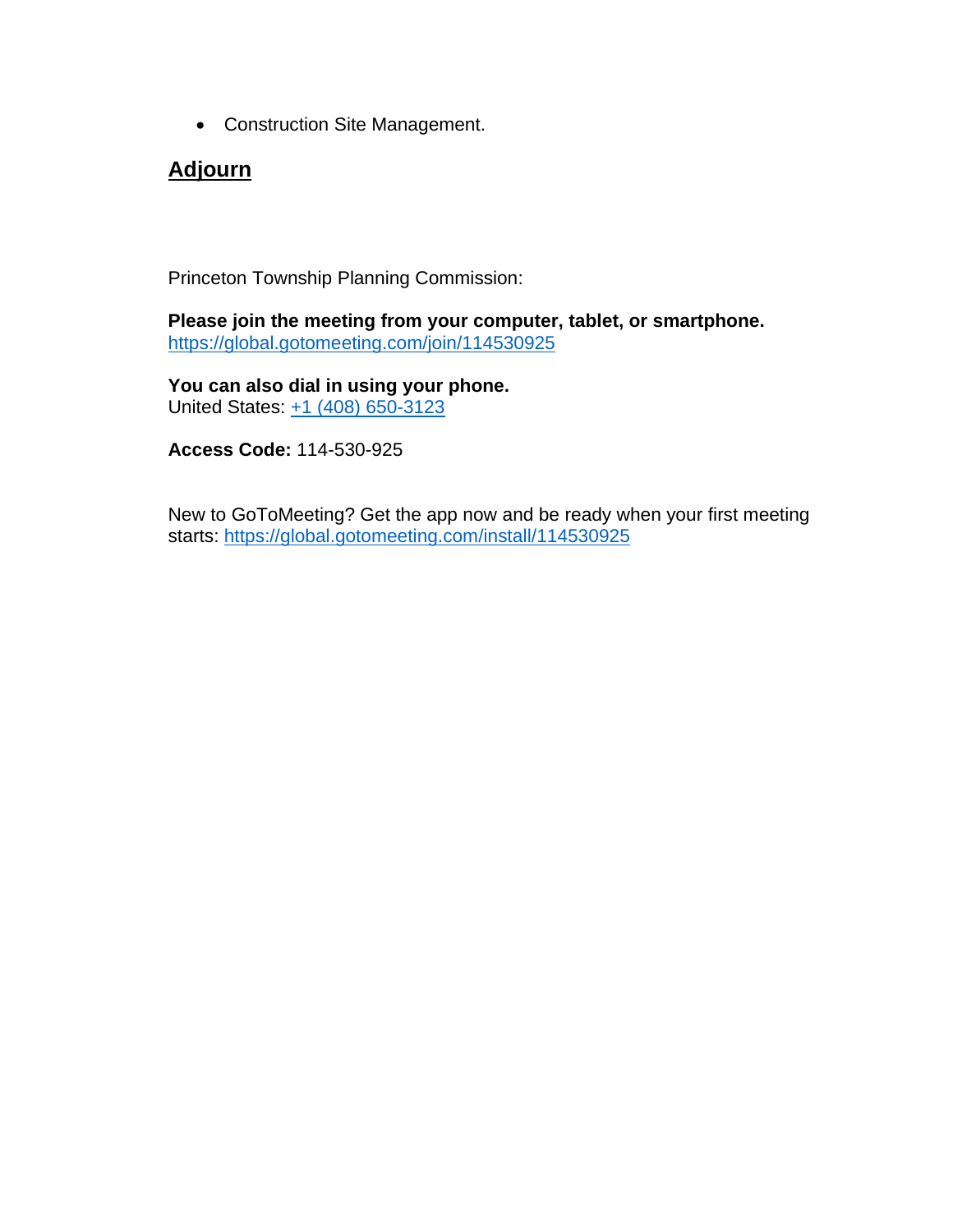- Construction Site Management.

## Adjourn

Princeton Township Planning Commission:

**Please join the meeting from your computer, tablet, or smartphone.**
https://global.gotomeeting.com/join/114530925

**You can also dial in using your phone.**
United States: +1 (408) 650-3123

**Access Code:** 114-530-925

New to GoToMeeting? Get the app now and be ready when your first meeting starts: https://global.gotomeeting.com/install/114530925